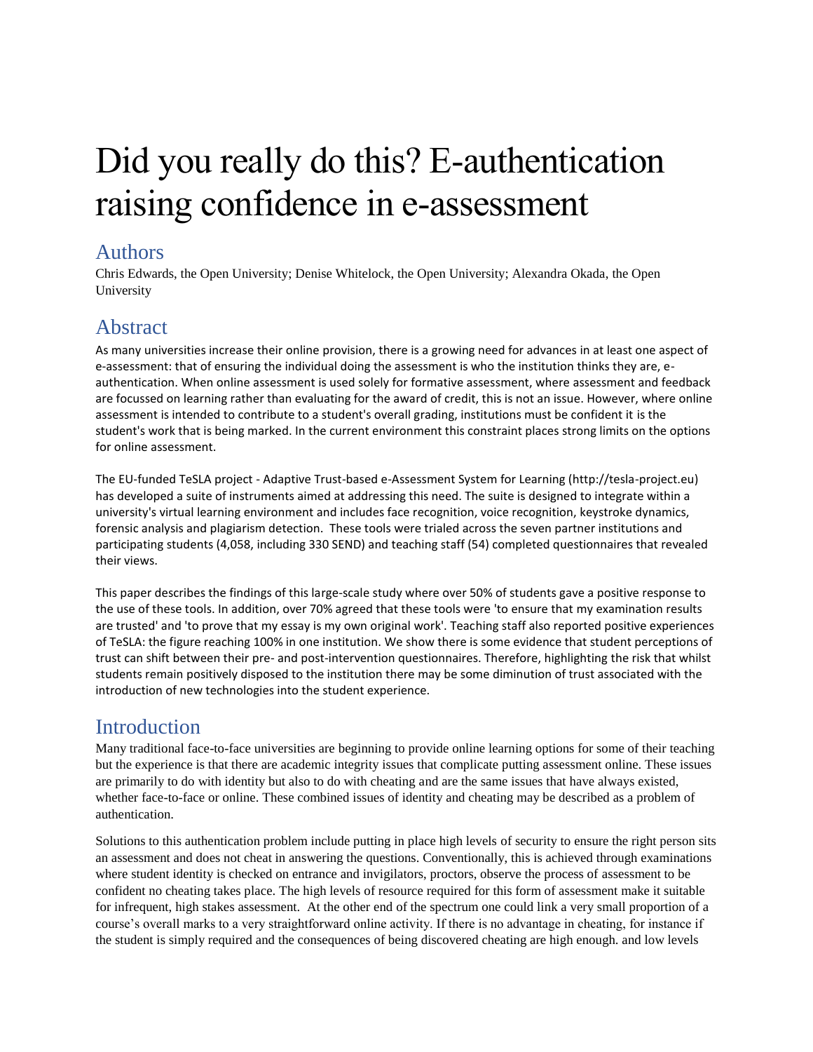# Did you really do this? E-authentication raising confidence in e-assessment

## Authors

Chris Edwards, the Open University; Denise Whitelock, the Open University; Alexandra Okada, the Open University

## Abstract

As many universities increase their online provision, there is a growing need for advances in at least one aspect of e-assessment: that of ensuring the individual doing the assessment is who the institution thinks they are, e-authentication. When online assessment is used solely for formative assessment, where assessment and feedback are focussed on learning rather than evaluating for the award of credit, this is not an issue. However, where online assessment is intended to contribute to a student's overall grading, institutions must be confident it is the student's work that is being marked. In the current environment this constraint places strong limits on the options for online assessment.

The EU-funded TeSLA project - Adaptive Trust-based e-Assessment System for Learning (http://tesla-project.eu) has developed a suite of instruments aimed at addressing this need. The suite is designed to integrate within a university's virtual learning environment and includes face recognition, voice recognition, keystroke dynamics, forensic analysis and plagiarism detection. These tools were trialed across the seven partner institutions and participating students (4,058, including 330 SEND) and teaching staff (54) completed questionnaires that revealed their views.

This paper describes the findings of this large-scale study where over 50% of students gave a positive response to the use of these tools. In addition, over 70% agreed that these tools were 'to ensure that my examination results are trusted' and 'to prove that my essay is my own original work'. Teaching staff also reported positive experiences of TeSLA: the figure reaching 100% in one institution. We show there is some evidence that student perceptions of trust can shift between their pre- and post-intervention questionnaires. Therefore, highlighting the risk that whilst students remain positively disposed to the institution there may be some diminution of trust associated with the introduction of new technologies into the student experience.

## Introduction

Many traditional face-to-face universities are beginning to provide online learning options for some of their teaching but the experience is that there are academic integrity issues that complicate putting assessment online. These issues are primarily to do with identity but also to do with cheating and are the same issues that have always existed, whether face-to-face or online. These combined issues of identity and cheating may be described as a problem of authentication.

Solutions to this authentication problem include putting in place high levels of security to ensure the right person sits an assessment and does not cheat in answering the questions. Conventionally, this is achieved through examinations where student identity is checked on entrance and invigilators, proctors, observe the process of assessment to be confident no cheating takes place. The high levels of resource required for this form of assessment make it suitable for infrequent, high stakes assessment. At the other end of the spectrum one could link a very small proportion of a course's overall marks to a very straightforward online activity. If there is no advantage in cheating, for instance if the student is simply required and the consequences of being discovered cheating are high enough. and low levels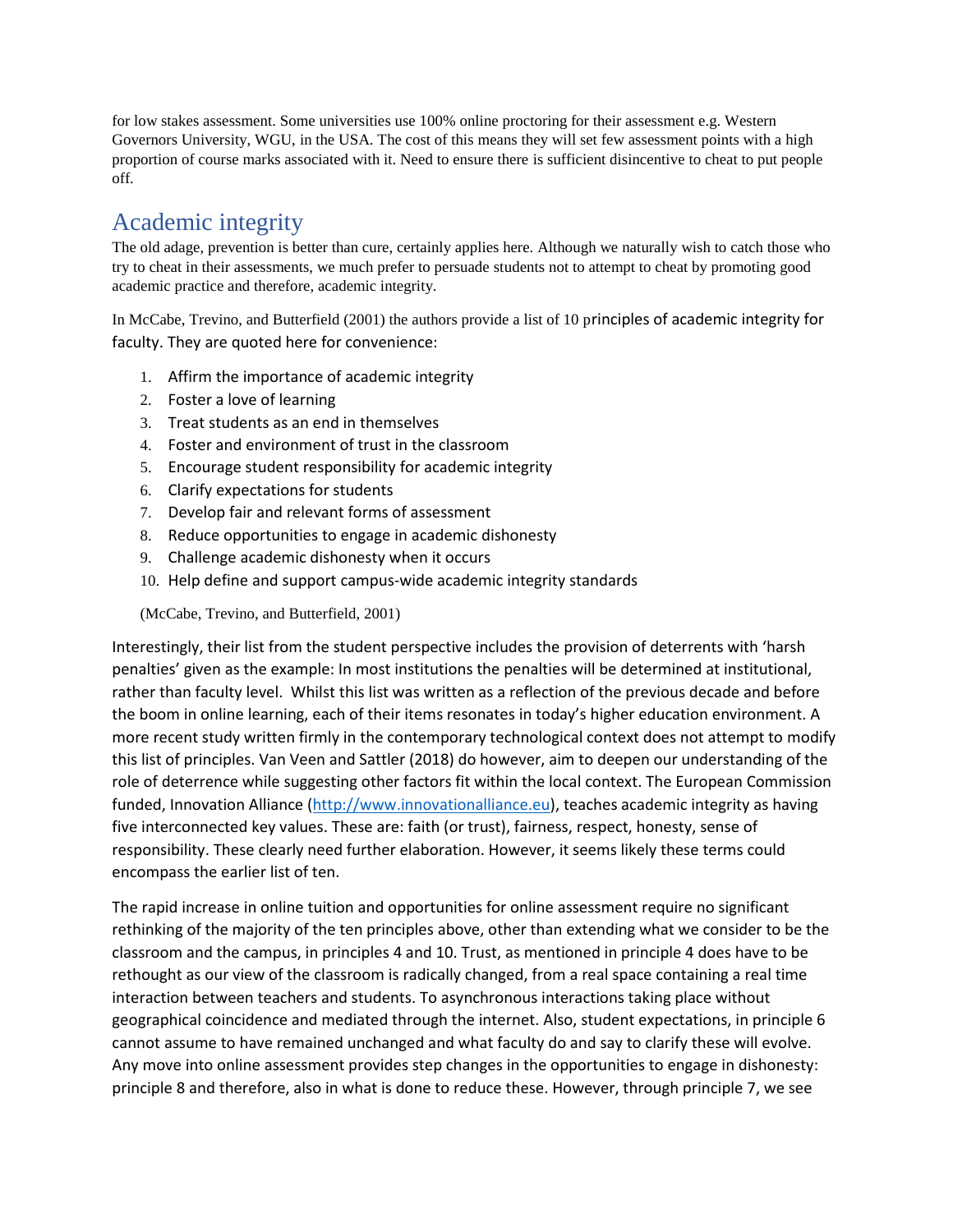for low stakes assessment. Some universities use 100% online proctoring for their assessment e.g. Western Governors University, WGU, in the USA. The cost of this means they will set few assessment points with a high proportion of course marks associated with it. Need to ensure there is sufficient disincentive to cheat to put people off.

## Academic integrity

The old adage, prevention is better than cure, certainly applies here. Although we naturally wish to catch those who try to cheat in their assessments, we much prefer to persuade students not to attempt to cheat by promoting good academic practice and therefore, academic integrity.

In McCabe, Trevino, and Butterfield (2001) the authors provide a list of 10 principles of academic integrity for faculty. They are quoted here for convenience:

1. Affirm the importance of academic integrity
2. Foster a love of learning
3. Treat students as an end in themselves
4. Foster and environment of trust in the classroom
5. Encourage student responsibility for academic integrity
6. Clarify expectations for students
7. Develop fair and relevant forms of assessment
8. Reduce opportunities to engage in academic dishonesty
9. Challenge academic dishonesty when it occurs
10. Help define and support campus-wide academic integrity standards

(McCabe, Trevino, and Butterfield, 2001)

Interestingly, their list from the student perspective includes the provision of deterrents with 'harsh penalties' given as the example: In most institutions the penalties will be determined at institutional, rather than faculty level. Whilst this list was written as a reflection of the previous decade and before the boom in online learning, each of their items resonates in today's higher education environment. A more recent study written firmly in the contemporary technological context does not attempt to modify this list of principles. Van Veen and Sattler (2018) do however, aim to deepen our understanding of the role of deterrence while suggesting other factors fit within the local context. The European Commission funded, Innovation Alliance (http://www.innovationalliance.eu), teaches academic integrity as having five interconnected key values. These are: faith (or trust), fairness, respect, honesty, sense of responsibility. These clearly need further elaboration. However, it seems likely these terms could encompass the earlier list of ten.

The rapid increase in online tuition and opportunities for online assessment require no significant rethinking of the majority of the ten principles above, other than extending what we consider to be the classroom and the campus, in principles 4 and 10. Trust, as mentioned in principle 4 does have to be rethought as our view of the classroom is radically changed, from a real space containing a real time interaction between teachers and students. To asynchronous interactions taking place without geographical coincidence and mediated through the internet. Also, student expectations, in principle 6 cannot assume to have remained unchanged and what faculty do and say to clarify these will evolve. Any move into online assessment provides step changes in the opportunities to engage in dishonesty: principle 8 and therefore, also in what is done to reduce these. However, through principle 7, we see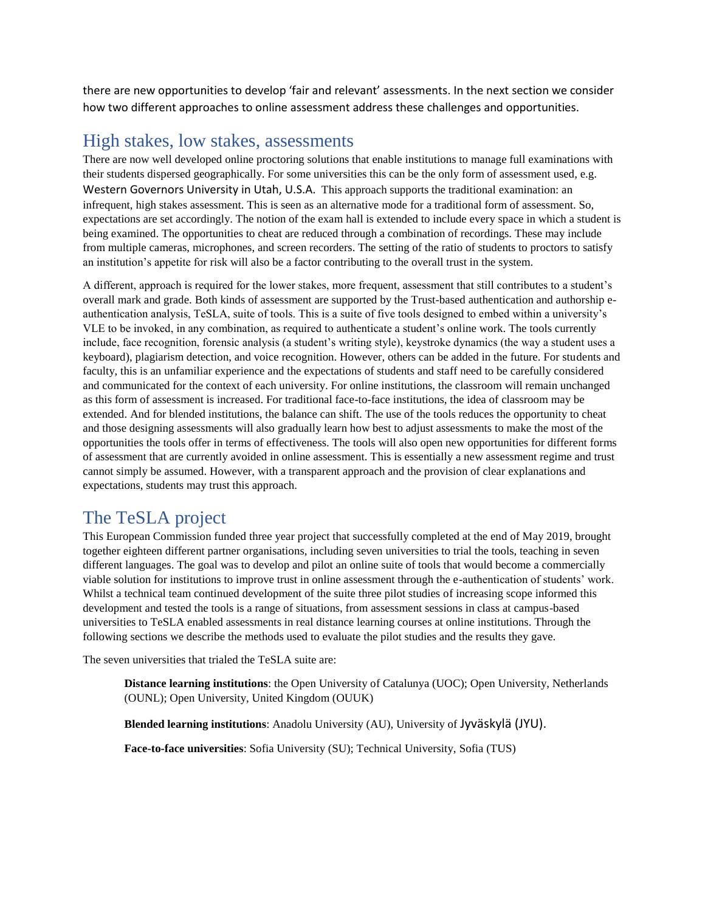there are new opportunities to develop 'fair and relevant' assessments. In the next section we consider how two different approaches to online assessment address these challenges and opportunities.

## High stakes, low stakes, assessments

There are now well developed online proctoring solutions that enable institutions to manage full examinations with their students dispersed geographically. For some universities this can be the only form of assessment used, e.g. Western Governors University in Utah, U.S.A. This approach supports the traditional examination: an infrequent, high stakes assessment. This is seen as an alternative mode for a traditional form of assessment. So, expectations are set accordingly. The notion of the exam hall is extended to include every space in which a student is being examined. The opportunities to cheat are reduced through a combination of recordings. These may include from multiple cameras, microphones, and screen recorders. The setting of the ratio of students to proctors to satisfy an institution's appetite for risk will also be a factor contributing to the overall trust in the system.

A different, approach is required for the lower stakes, more frequent, assessment that still contributes to a student's overall mark and grade. Both kinds of assessment are supported by the Trust-based authentication and authorship e-authentication analysis, TeSLA, suite of tools. This is a suite of five tools designed to embed within a university's VLE to be invoked, in any combination, as required to authenticate a student's online work. The tools currently include, face recognition, forensic analysis (a student's writing style), keystroke dynamics (the way a student uses a keyboard), plagiarism detection, and voice recognition. However, others can be added in the future. For students and faculty, this is an unfamiliar experience and the expectations of students and staff need to be carefully considered and communicated for the context of each university. For online institutions, the classroom will remain unchanged as this form of assessment is increased. For traditional face-to-face institutions, the idea of classroom may be extended. And for blended institutions, the balance can shift. The use of the tools reduces the opportunity to cheat and those designing assessments will also gradually learn how best to adjust assessments to make the most of the opportunities the tools offer in terms of effectiveness. The tools will also open new opportunities for different forms of assessment that are currently avoided in online assessment. This is essentially a new assessment regime and trust cannot simply be assumed. However, with a transparent approach and the provision of clear explanations and expectations, students may trust this approach.

## The TeSLA project

This European Commission funded three year project that successfully completed at the end of May 2019, brought together eighteen different partner organisations, including seven universities to trial the tools, teaching in seven different languages. The goal was to develop and pilot an online suite of tools that would become a commercially viable solution for institutions to improve trust in online assessment through the e-authentication of students' work. Whilst a technical team continued development of the suite three pilot studies of increasing scope informed this development and tested the tools is a range of situations, from assessment sessions in class at campus-based universities to TeSLA enabled assessments in real distance learning courses at online institutions. Through the following sections we describe the methods used to evaluate the pilot studies and the results they gave.

The seven universities that trialed the TeSLA suite are:

**Distance learning institutions**: the Open University of Catalunya (UOC); Open University, Netherlands (OUNL); Open University, United Kingdom (OUUK)

**Blended learning institutions**: Anadolu University (AU), University of Jyväskylä (JYU).

**Face-to-face universities**: Sofia University (SU); Technical University, Sofia (TUS)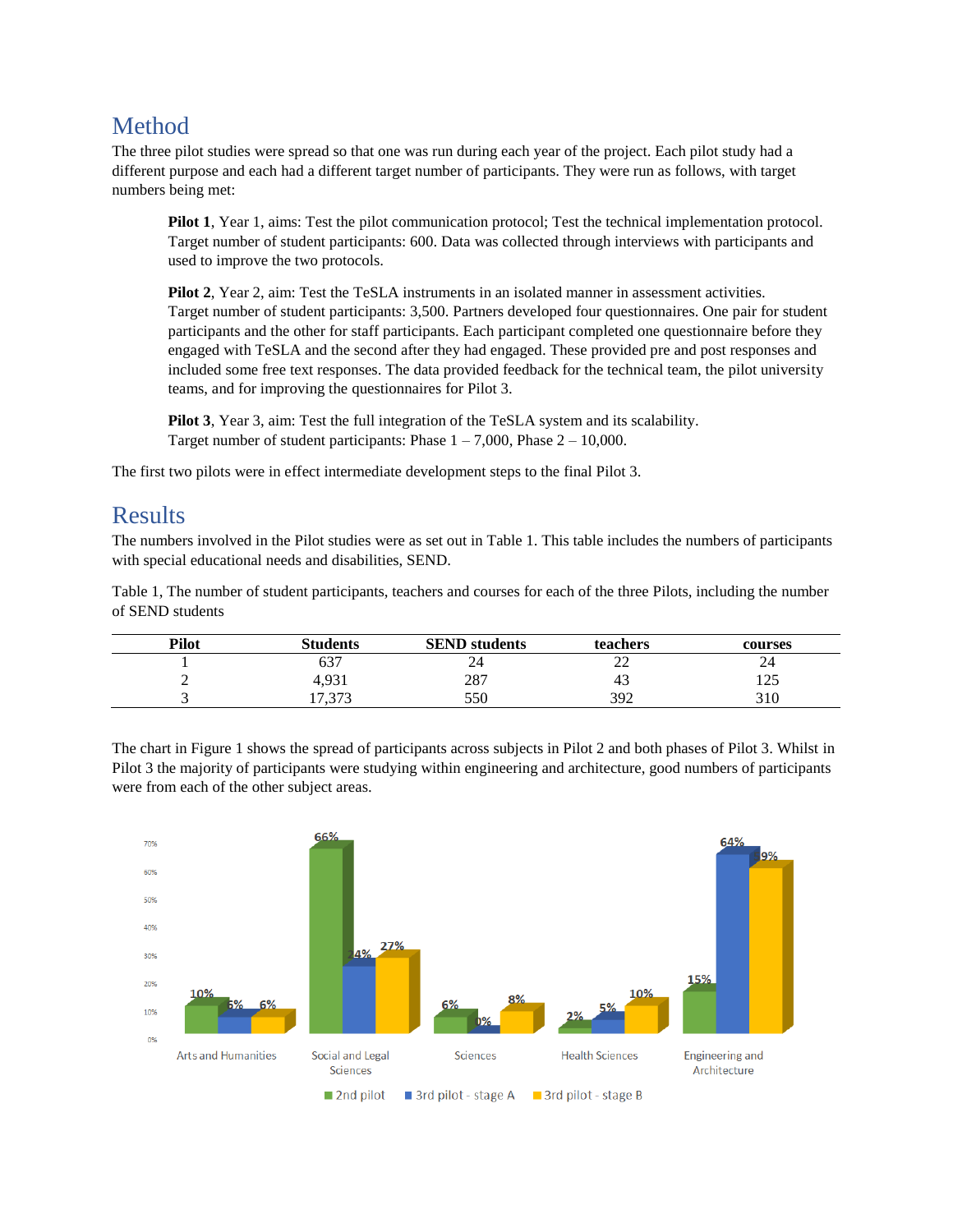## Method

The three pilot studies were spread so that one was run during each year of the project. Each pilot study had a different purpose and each had a different target number of participants. They were run as follows, with target numbers being met:

> **Pilot 1**, Year 1, aims: Test the pilot communication protocol; Test the technical implementation protocol. Target number of student participants: 600. Data was collected through interviews with participants and used to improve the two protocols.
>
> **Pilot 2**, Year 2, aim: Test the TeSLA instruments in an isolated manner in assessment activities. Target number of student participants: 3,500. Partners developed four questionnaires. One pair for student participants and the other for staff participants. Each participant completed one questionnaire before they engaged with TeSLA and the second after they had engaged. These provided pre and post responses and included some free text responses. The data provided feedback for the technical team, the pilot university teams, and for improving the questionnaires for Pilot 3.
>
> **Pilot 3**, Year 3, aim: Test the full integration of the TeSLA system and its scalability. Target number of student participants: Phase 1 – 7,000, Phase 2 – 10,000.

The first two pilots were in effect intermediate development steps to the final Pilot 3.

## Results

The numbers involved in the Pilot studies were as set out in Table 1. This table includes the numbers of participants with special educational needs and disabilities, SEND.

Table 1, The number of student participants, teachers and courses for each of the three Pilots, including the number of SEND students

| Pilot | Students | SEND students | teachers | courses |
|---|---|---|---|---|
| 1 | 637 | 24 | 22 | 24 |
| 2 | 4,931 | 287 | 43 | 125 |
| 3 | 17,373 | 550 | 392 | 310 |

The chart in Figure 1 shows the spread of participants across subjects in Pilot 2 and both phases of Pilot 3. Whilst in Pilot 3 the majority of participants were studying within engineering and architecture, good numbers of participants were from each of the other subject areas.

| Subject area | 2nd pilot | 3rd pilot - stage A | 3rd pilot - stage B |
|---|---|---|---|
| Arts and Humanities | 10% | 6% | 6% |
| Social and Legal Sciences | 66% | 24% | 27% |
| Sciences | 6% | 0% | 8% |
| Health Sciences | 2% | 5% | 10% |
| Engineering and Architecture | 15% | 64% | 59% |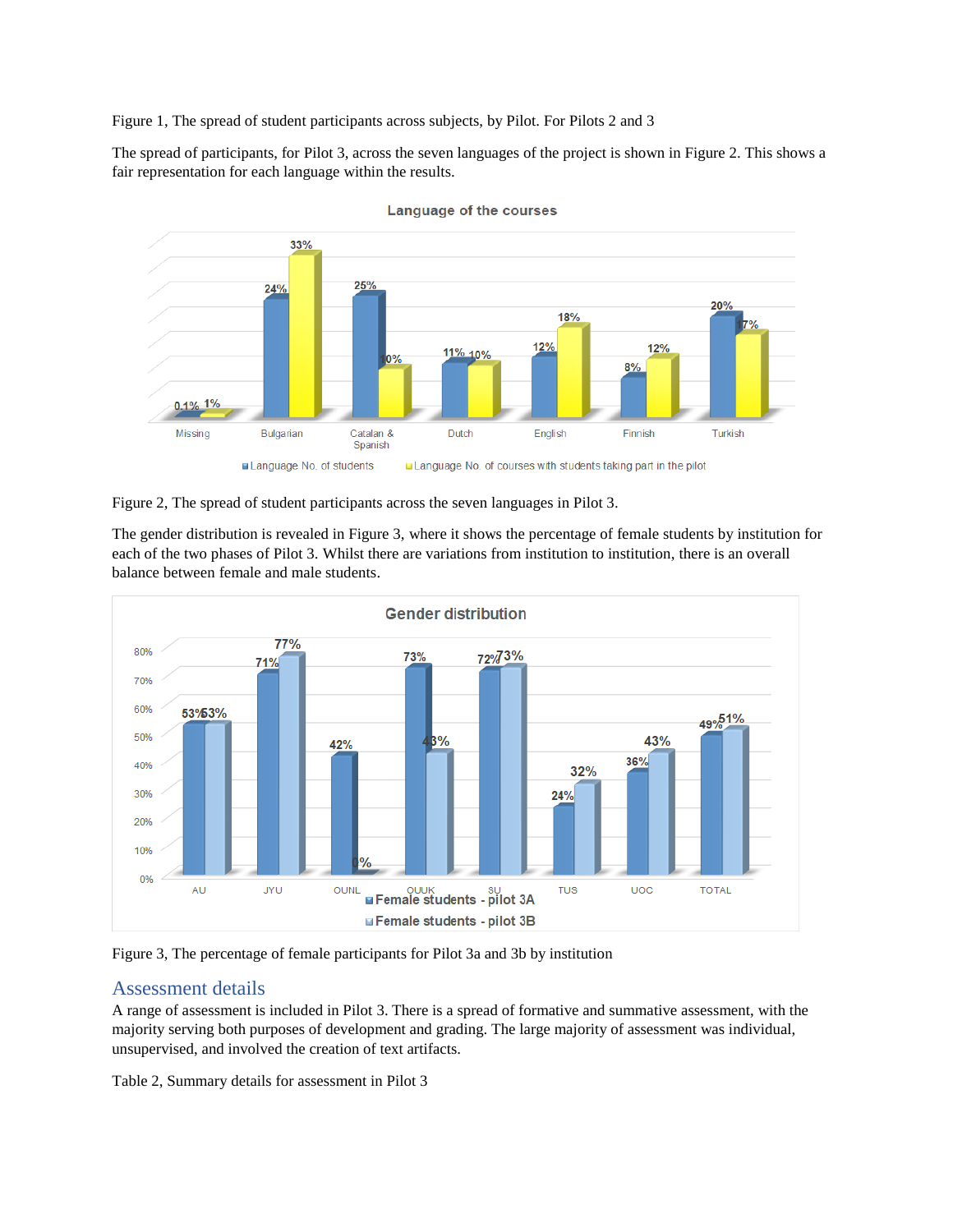Figure 1, The spread of student participants across subjects, by Pilot. For Pilots 2 and 3

The spread of participants, for Pilot 3, across the seven languages of the project is shown in Figure 2. This shows a fair representation for each language within the results.

Figure 2, The spread of student participants across the seven languages in Pilot 3.

The gender distribution is revealed in Figure 3, where it shows the percentage of female students by institution for each of the two phases of Pilot 3. Whilst there are variations from institution to institution, there is an overall balance between female and male students.

Figure 3, The percentage of female participants for Pilot 3a and 3b by institution

## Assessment details

A range of assessment is included in Pilot 3. There is a spread of formative and summative assessment, with the majority serving both purposes of development and grading. The large majority of assessment was individual, unsupervised, and involved the creation of text artifacts.

Table 2, Summary details for assessment in Pilot 3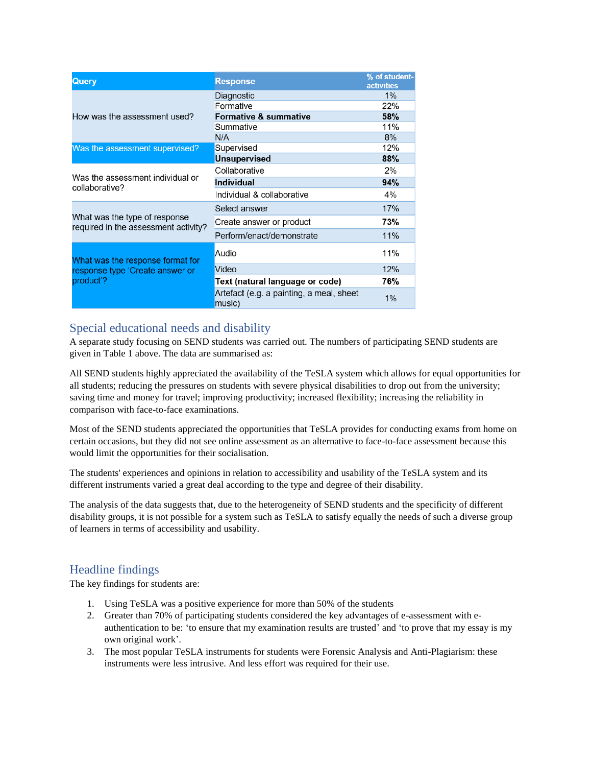| Query | Response | % of student-activities |
| --- | --- | --- |
| How was the assessment used? | Diagnostic | 1% |
| | Formative | 22% |
| | **Formative & summative** | **58%** |
| | Summative | 11% |
| | N/A | 8% |
| Was the assessment supervised? | Supervised | 12% |
| | **Unsupervised** | **88%** |
| Was the assessment individual or collaborative? | Collaborative | 2% |
| | **Individual** | **94%** |
| | Individual & collaborative | 4% |
| What was the type of response required in the assessment activity? | Select answer | 17% |
| | Create answer or product | **73%** |
| | Perform/enact/demonstrate | 11% |
| What was the response format for response type 'Create answer or product'? | Audio | 11% |
| | Video | 12% |
| | **Text (natural language or code)** | **76%** |
| | Artefact (e.g. a painting, a meal, sheet music) | 1% |

## Special educational needs and disability

A separate study focusing on SEND students was carried out. The numbers of participating SEND students are given in Table 1 above. The data are summarised as:

All SEND students highly appreciated the availability of the TeSLA system which allows for equal opportunities for all students; reducing the pressures on students with severe physical disabilities to drop out from the university; saving time and money for travel; improving productivity; increased flexibility; increasing the reliability in comparison with face-to-face examinations.

Most of the SEND students appreciated the opportunities that TeSLA provides for conducting exams from home on certain occasions, but they did not see online assessment as an alternative to face-to-face assessment because this would limit the opportunities for their socialisation.

The students' experiences and opinions in relation to accessibility and usability of the TeSLA system and its different instruments varied a great deal according to the type and degree of their disability.

The analysis of the data suggests that, due to the heterogeneity of SEND students and the specificity of different disability groups, it is not possible for a system such as TeSLA to satisfy equally the needs of such a diverse group of learners in terms of accessibility and usability.

## Headline findings

The key findings for students are:

1. Using TeSLA was a positive experience for more than 50% of the students
2. Greater than 70% of participating students considered the key advantages of e-assessment with e-authentication to be: 'to ensure that my examination results are trusted' and 'to prove that my essay is my own original work'.
3. The most popular TeSLA instruments for students were Forensic Analysis and Anti-Plagiarism: these instruments were less intrusive. And less effort was required for their use.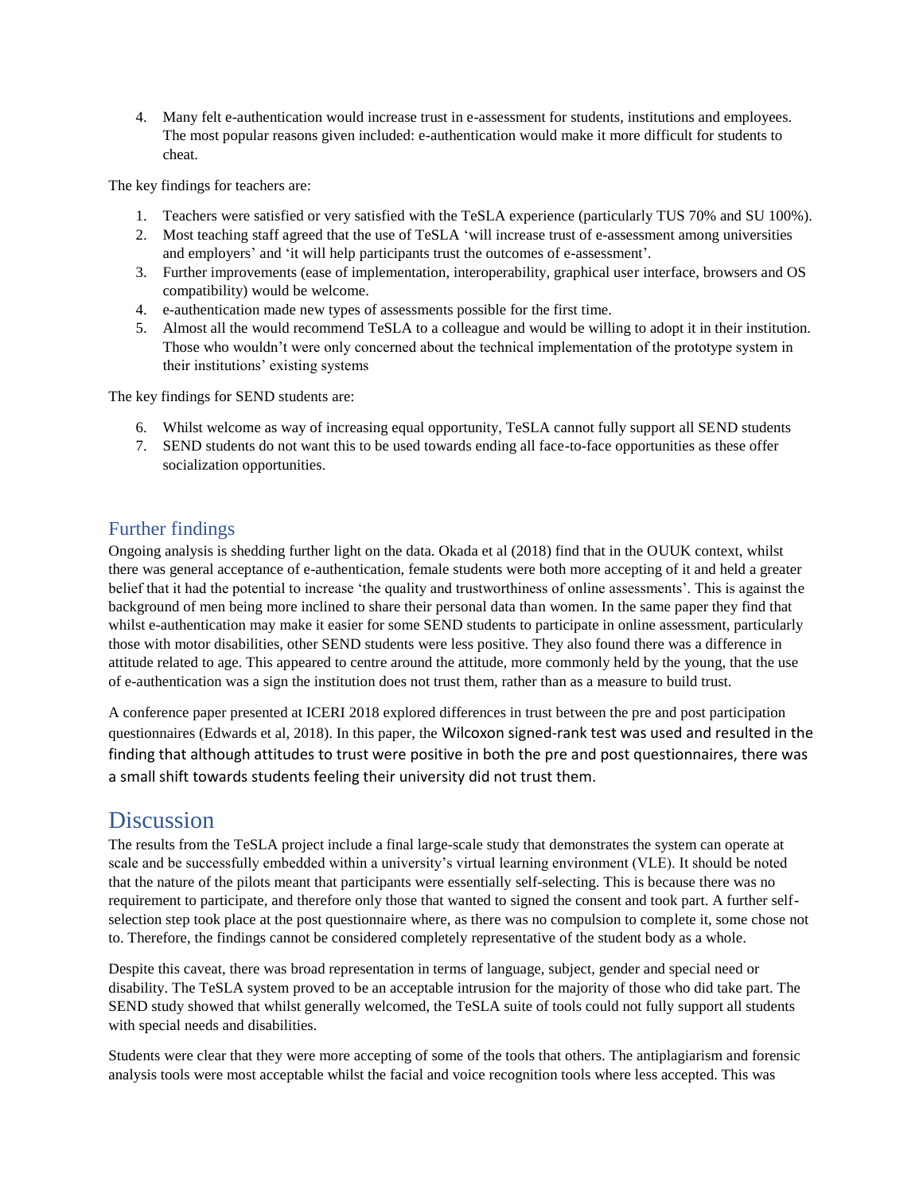4. Many felt e-authentication would increase trust in e-assessment for students, institutions and employees. The most popular reasons given included: e-authentication would make it more difficult for students to cheat.

The key findings for teachers are:

1. Teachers were satisfied or very satisfied with the TeSLA experience (particularly TUS 70% and SU 100%).
2. Most teaching staff agreed that the use of TeSLA 'will increase trust of e-assessment among universities and employers' and 'it will help participants trust the outcomes of e-assessment'.
3. Further improvements (ease of implementation, interoperability, graphical user interface, browsers and OS compatibility) would be welcome.
4. e-authentication made new types of assessments possible for the first time.
5. Almost all the would recommend TeSLA to a colleague and would be willing to adopt it in their institution. Those who wouldn't were only concerned about the technical implementation of the prototype system in their institutions' existing systems

The key findings for SEND students are:

6. Whilst welcome as way of increasing equal opportunity, TeSLA cannot fully support all SEND students
7. SEND students do not want this to be used towards ending all face-to-face opportunities as these offer socialization opportunities.

## Further findings

Ongoing analysis is shedding further light on the data. Okada et al (2018) find that in the OUUK context, whilst there was general acceptance of e-authentication, female students were both more accepting of it and held a greater belief that it had the potential to increase 'the quality and trustworthiness of online assessments'. This is against the background of men being more inclined to share their personal data than women. In the same paper they find that whilst e-authentication may make it easier for some SEND students to participate in online assessment, particularly those with motor disabilities, other SEND students were less positive. They also found there was a difference in attitude related to age. This appeared to centre around the attitude, more commonly held by the young, that the use of e-authentication was a sign the institution does not trust them, rather than as a measure to build trust.

A conference paper presented at ICERI 2018 explored differences in trust between the pre and post participation questionnaires (Edwards et al, 2018). In this paper, the Wilcoxon signed-rank test was used and resulted in the finding that although attitudes to trust were positive in both the pre and post questionnaires, there was a small shift towards students feeling their university did not trust them.

# Discussion

The results from the TeSLA project include a final large-scale study that demonstrates the system can operate at scale and be successfully embedded within a university's virtual learning environment (VLE). It should be noted that the nature of the pilots meant that participants were essentially self-selecting. This is because there was no requirement to participate, and therefore only those that wanted to signed the consent and took part. A further self-selection step took place at the post questionnaire where, as there was no compulsion to complete it, some chose not to. Therefore, the findings cannot be considered completely representative of the student body as a whole.

Despite this caveat, there was broad representation in terms of language, subject, gender and special need or disability. The TeSLA system proved to be an acceptable intrusion for the majority of those who did take part. The SEND study showed that whilst generally welcomed, the TeSLA suite of tools could not fully support all students with special needs and disabilities.

Students were clear that they were more accepting of some of the tools that others. The antiplagiarism and forensic analysis tools were most acceptable whilst the facial and voice recognition tools where less accepted. This was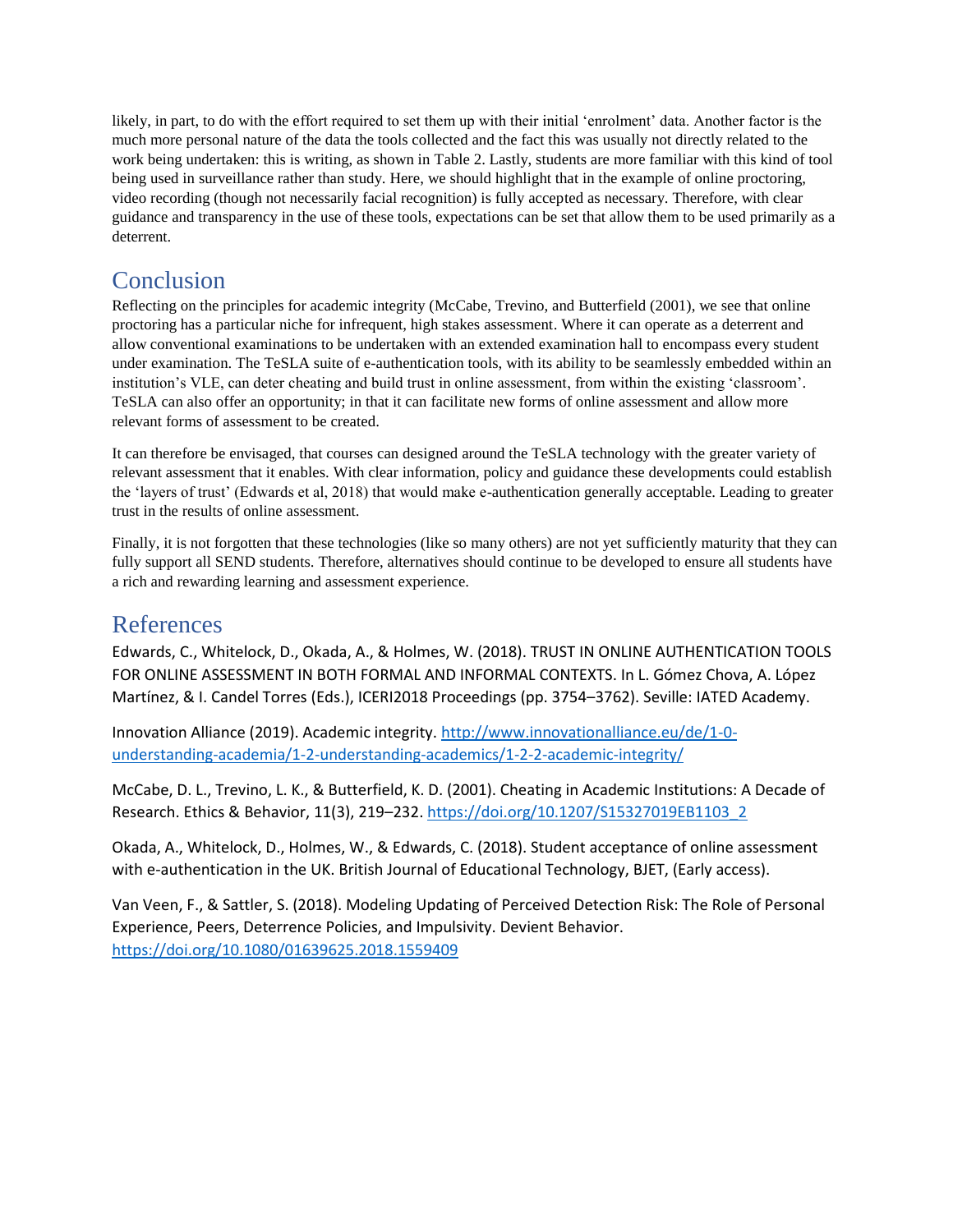likely, in part, to do with the effort required to set them up with their initial 'enrolment' data. Another factor is the much more personal nature of the data the tools collected and the fact this was usually not directly related to the work being undertaken: this is writing, as shown in Table 2. Lastly, students are more familiar with this kind of tool being used in surveillance rather than study. Here, we should highlight that in the example of online proctoring, video recording (though not necessarily facial recognition) is fully accepted as necessary. Therefore, with clear guidance and transparency in the use of these tools, expectations can be set that allow them to be used primarily as a deterrent.

## Conclusion

Reflecting on the principles for academic integrity (McCabe, Trevino, and Butterfield (2001), we see that online proctoring has a particular niche for infrequent, high stakes assessment. Where it can operate as a deterrent and allow conventional examinations to be undertaken with an extended examination hall to encompass every student under examination. The TeSLA suite of e-authentication tools, with its ability to be seamlessly embedded within an institution's VLE, can deter cheating and build trust in online assessment, from within the existing 'classroom'. TeSLA can also offer an opportunity; in that it can facilitate new forms of online assessment and allow more relevant forms of assessment to be created.

It can therefore be envisaged, that courses can designed around the TeSLA technology with the greater variety of relevant assessment that it enables. With clear information, policy and guidance these developments could establish the 'layers of trust' (Edwards et al, 2018) that would make e-authentication generally acceptable. Leading to greater trust in the results of online assessment.

Finally, it is not forgotten that these technologies (like so many others) are not yet sufficiently maturity that they can fully support all SEND students. Therefore, alternatives should continue to be developed to ensure all students have a rich and rewarding learning and assessment experience.

## References

Edwards, C., Whitelock, D., Okada, A., & Holmes, W. (2018). TRUST IN ONLINE AUTHENTICATION TOOLS FOR ONLINE ASSESSMENT IN BOTH FORMAL AND INFORMAL CONTEXTS. In L. Gómez Chova, A. López Martínez, & I. Candel Torres (Eds.), ICERI2018 Proceedings (pp. 3754–3762). Seville: IATED Academy.

Innovation Alliance (2019). Academic integrity. http://www.innovationalliance.eu/de/1-0-understanding-academia/1-2-understanding-academics/1-2-2-academic-integrity/

McCabe, D. L., Trevino, L. K., & Butterfield, K. D. (2001). Cheating in Academic Institutions: A Decade of Research. Ethics & Behavior, 11(3), 219–232. https://doi.org/10.1207/S15327019EB1103_2

Okada, A., Whitelock, D., Holmes, W., & Edwards, C. (2018). Student acceptance of online assessment with e-authentication in the UK. British Journal of Educational Technology, BJET, (Early access).

Van Veen, F., & Sattler, S. (2018). Modeling Updating of Perceived Detection Risk: The Role of Personal Experience, Peers, Deterrence Policies, and Impulsivity. Devient Behavior. https://doi.org/10.1080/01639625.2018.1559409